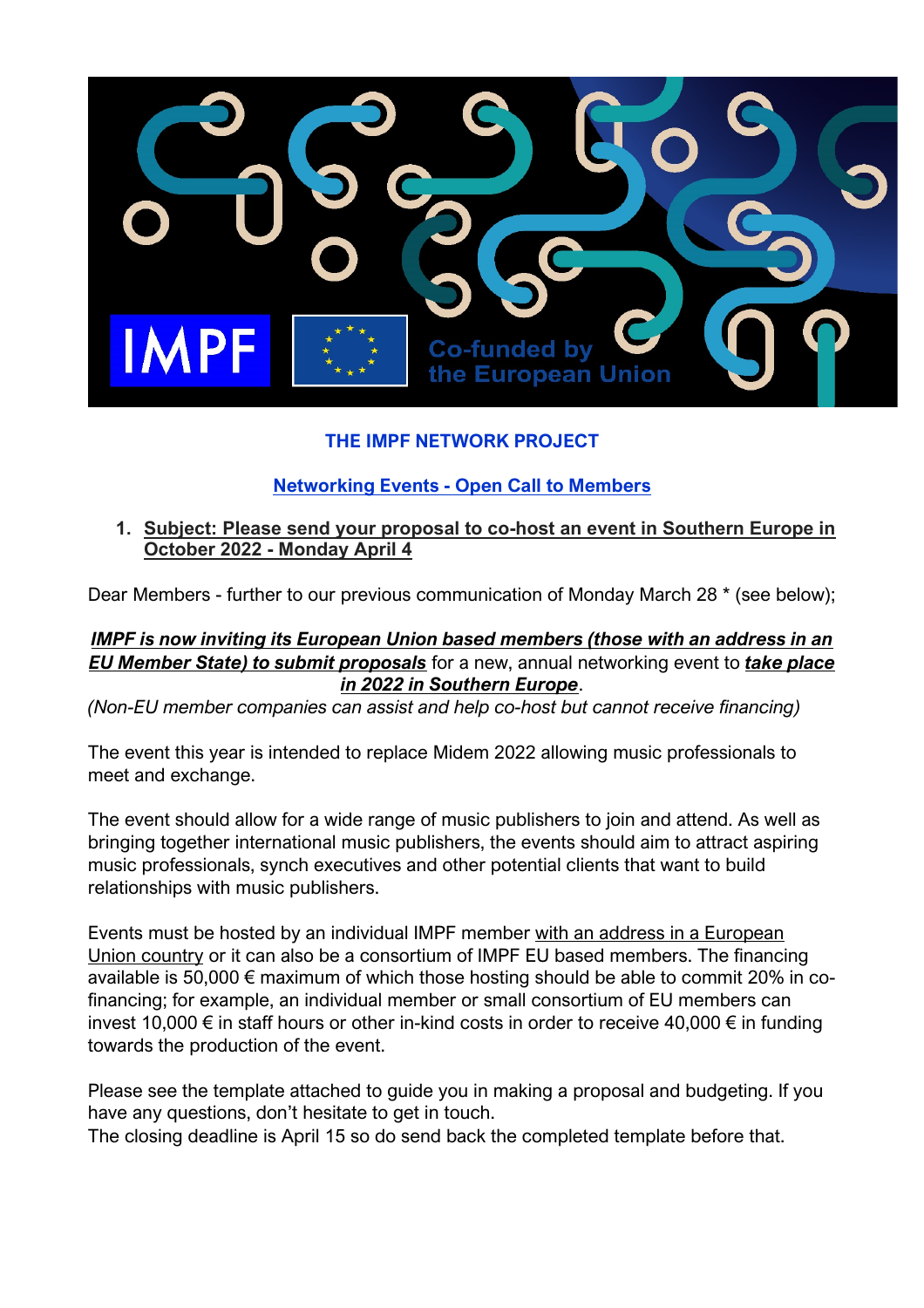**THE IMPF NETWORK PROJECT**

**Networking Events - Open Call to Members**

1. **Subject: Please send your proposal to co-host an event in Southern Europe in October 2022 - Monday April 4**

Dear Members - further to our previous communication of Monday March 28 * (see below);

***IMPF is now inviting its European Union based members (those with an address in an EU Member State) to submit proposals*** for a new, annual networking event to ***take place in 2022 in Southern Europe***.

*(Non-EU member companies can assist and help co-host but cannot receive financing)*

The event this year is intended to replace Midem 2022 allowing music professionals to meet and exchange.

The event should allow for a wide range of music publishers to join and attend. As well as bringing together international music publishers, the events should aim to attract aspiring music professionals, synch executives and other potential clients that want to build relationships with music publishers.

Events must be hosted by an individual IMPF member with an address in a European Union country or it can also be a consortium of IMPF EU based members. The financing available is 50,000 € maximum of which those hosting should be able to commit 20% in co-financing; for example, an individual member or small consortium of EU members can invest 10,000 € in staff hours or other in-kind costs in order to receive 40,000 € in funding towards the production of the event.

Please see the template attached to guide you in making a proposal and budgeting. If you have any questions, don't hesitate to get in touch.
The closing deadline is April 15 so do send back the completed template before that.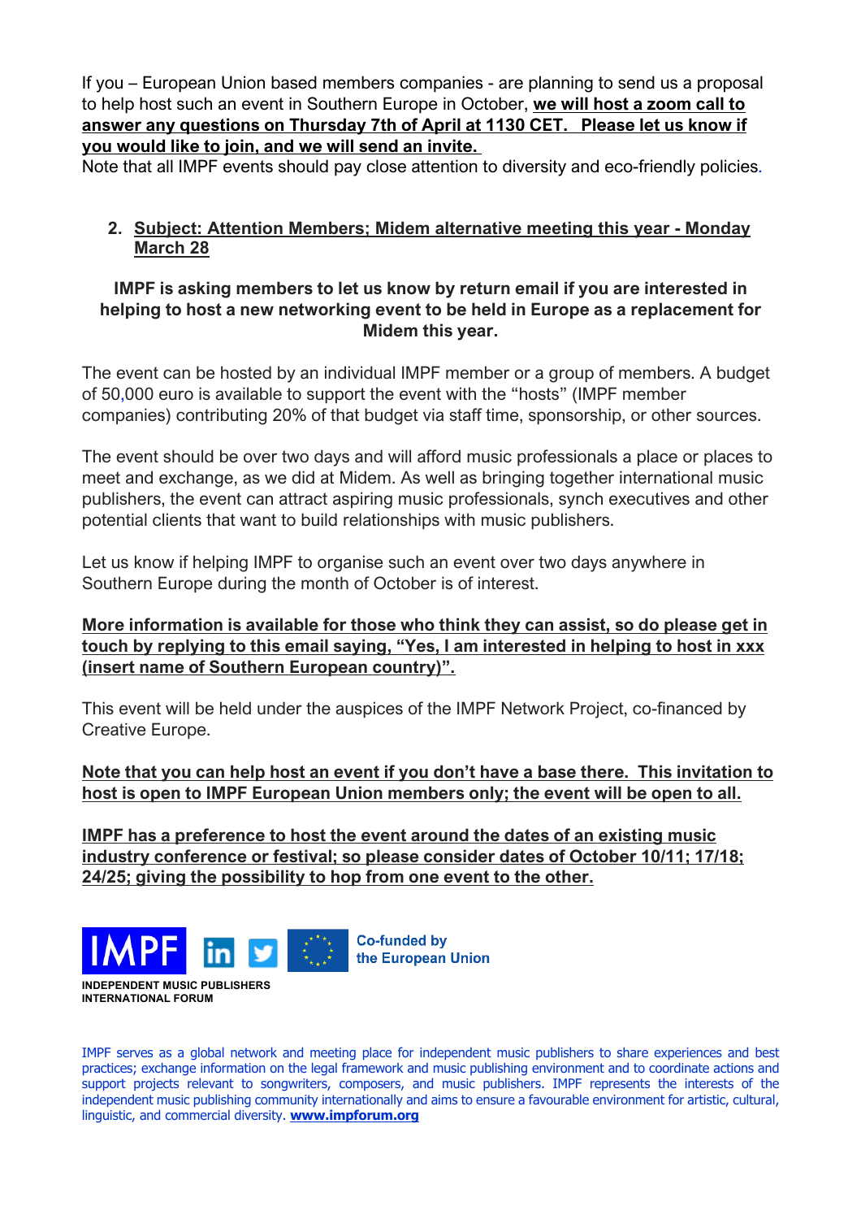If you – European Union based members companies - are planning to send us a proposal to help host such an event in Southern Europe in October, **we will host a zoom call to answer any questions on Thursday 7th of April at 1130 CET. Please let us know if you would like to join, and we will send an invite.**

Note that all IMPF events should pay close attention to diversity and eco-friendly policies.

2. **Subject: Attention Members; Midem alternative meeting this year - Monday March 28**

**IMPF is asking members to let us know by return email if you are interested in helping to host a new networking event to be held in Europe as a replacement for Midem this year.**

The event can be hosted by an individual IMPF member or a group of members. A budget of 50,000 euro is available to support the event with the "hosts" (IMPF member companies) contributing 20% of that budget via staff time, sponsorship, or other sources.

The event should be over two days and will afford music professionals a place or places to meet and exchange, as we did at Midem. As well as bringing together international music publishers, the event can attract aspiring music professionals, synch executives and other potential clients that want to build relationships with music publishers.

Let us know if helping IMPF to organise such an event over two days anywhere in Southern Europe during the month of October is of interest.

**More information is available for those who think they can assist, so do please get in touch by replying to this email saying, "Yes, I am interested in helping to host in xxx (insert name of Southern European country)".**

This event will be held under the auspices of the IMPF Network Project, co-financed by Creative Europe.

**Note that you can help host an event if you don't have a base there. This invitation to host is open to IMPF European Union members only; the event will be open to all.**

**IMPF has a preference to host the event around the dates of an existing music industry conference or festival; so please consider dates of October 10/11; 17/18; 24/25; giving the possibility to hop from one event to the other.**

IMPF

INDEPENDENT MUSIC PUBLISHERS INTERNATIONAL FORUM

Co-funded by the European Union

IMPF serves as a global network and meeting place for independent music publishers to share experiences and best practices; exchange information on the legal framework and music publishing environment and to coordinate actions and support projects relevant to songwriters, composers, and music publishers. IMPF represents the interests of the independent music publishing community internationally and aims to ensure a favourable environment for artistic, cultural, linguistic, and commercial diversity. **www.impforum.org**